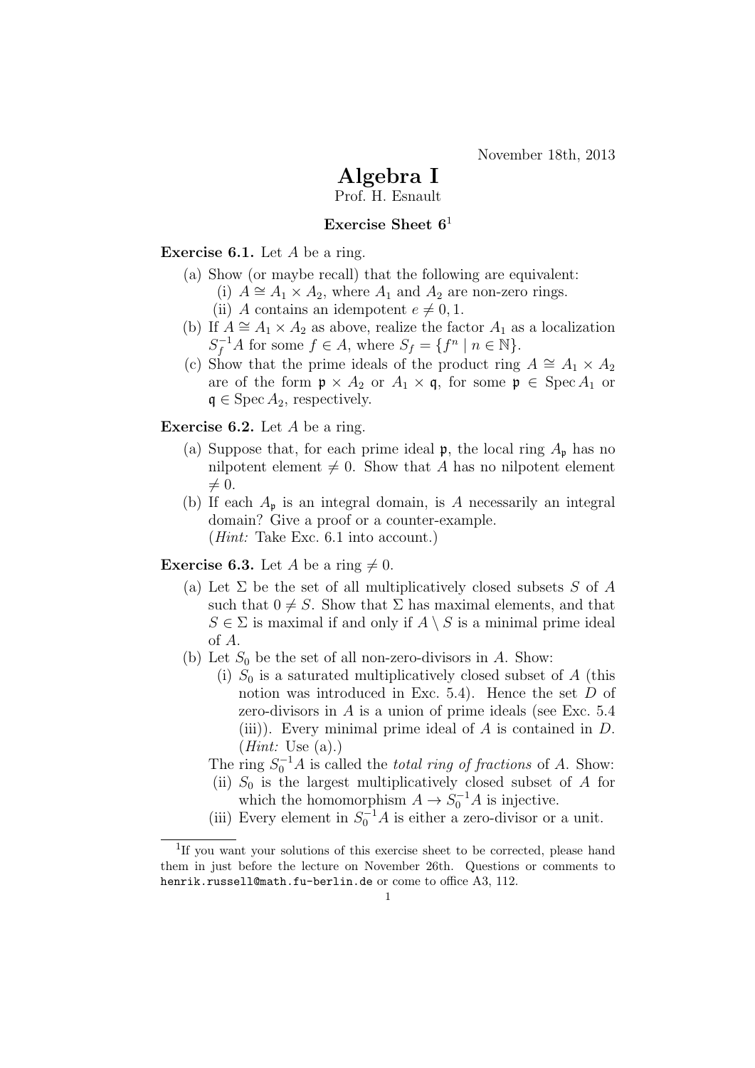November 18th, 2013

# Algebra I

Prof. H. Esnault

### Exercise Sheet 6[1]

**Exercise 6.1.** Let $A$ be a ring.

(a) Show (or maybe recall) that the following are equivalent:
  - (i) $A \cong A_1 \times A_2$, where $A_1$ and $A_2$ are non-zero rings.
  - (ii) $A$ contains an idempotent $e \neq 0, 1$.

(b) If $A \cong A_1 \times A_2$ as above, realize the factor $A_1$ as a localization $S_f^{-1}A$ for some $f \in A$, where $S_f = \{f^n \mid n \in \mathbb{N}\}$.

(c) Show that the prime ideals of the product ring $A \cong A_1 \times A_2$ are of the form $\mathfrak{p} \times A_2$ or $A_1 \times \mathfrak{q}$, for some $\mathfrak{p} \in \operatorname{Spec} A_1$ or $\mathfrak{q} \in \operatorname{Spec} A_2$, respectively.

**Exercise 6.2.** Let $A$ be a ring.

(a) Suppose that, for each prime ideal $\mathfrak{p}$, the local ring $A_\mathfrak{p}$ has no nilpotent element $\neq 0$. Show that $A$ has no nilpotent element $\neq 0$.

(b) If each $A_\mathfrak{p}$ is an integral domain, is $A$ necessarily an integral domain? Give a proof or a counter-example.
(*Hint:* Take Exc. 6.1 into account.)

**Exercise 6.3.** Let $A$ be a ring $\neq 0$.

(a) Let $\Sigma$ be the set of all multiplicatively closed subsets $S$ of $A$ such that $0 \neq S$. Show that $\Sigma$ has maximal elements, and that $S \in \Sigma$ is maximal if and only if $A \setminus S$ is a minimal prime ideal of $A$.

(b) Let $S_0$ be the set of all non-zero-divisors in $A$. Show:
  - (i) $S_0$ is a saturated multiplicatively closed subset of $A$ (this notion was introduced in Exc. 5.4). Hence the set $D$ of zero-divisors in $A$ is a union of prime ideals (see Exc. 5.4 (iii)). Every minimal prime ideal of $A$ is contained in $D$. (*Hint:* Use (a).)

  The ring $S_0^{-1}A$ is called the *total ring of fractions* of $A$. Show:
  - (ii) $S_0$ is the largest multiplicatively closed subset of $A$ for which the homomorphism $A \to S_0^{-1}A$ is injective.
  - (iii) Every element in $S_0^{-1}A$ is either a zero-divisor or a unit.

---

[1] If you want your solutions of this exercise sheet to be corrected, please hand them in just before the lecture on November 26th. Questions or comments to henrik.russell@math.fu-berlin.de or come to office A3, 112.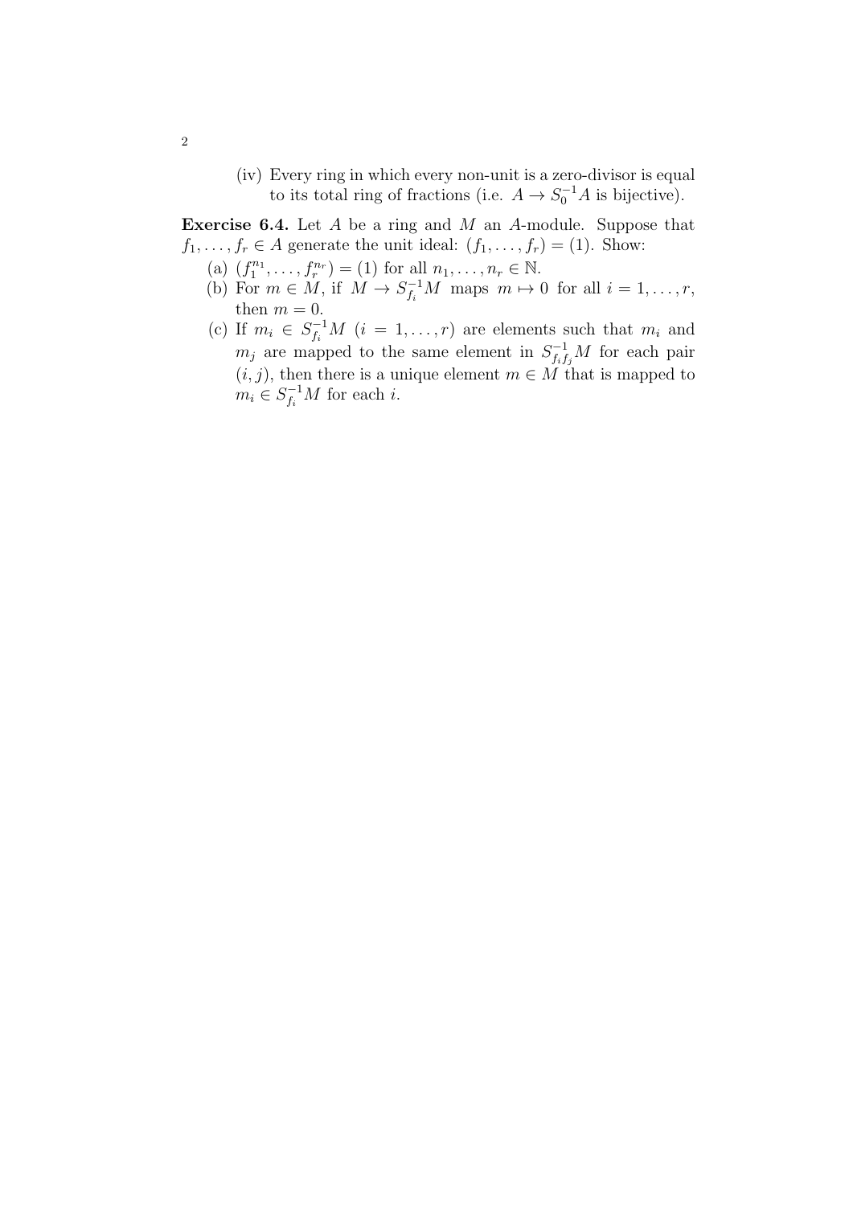(iv) Every ring in which every non-unit is a zero-divisor is equal to its total ring of fractions (i.e. $A \to S_0^{-1}A$ is bijective).

**Exercise 6.4.** Let $A$ be a ring and $M$ an $A$-module. Suppose that $f_1, \ldots, f_r \in A$ generate the unit ideal: $(f_1, \ldots, f_r) = (1)$. Show:

(a) $(f_1^{n_1}, \ldots, f_r^{n_r}) = (1)$ for all $n_1, \ldots, n_r \in \mathbb{N}$.

(b) For $m \in M$, if $M \to S_{f_i}^{-1}M$ maps $m \mapsto 0$ for all $i = 1, \ldots, r$, then $m = 0$.

(c) If $m_i \in S_{f_i}^{-1}M$ $(i = 1, \ldots, r)$ are elements such that $m_i$ and $m_j$ are mapped to the same element in $S_{f_i f_j}^{-1}M$ for each pair $(i, j)$, then there is a unique element $m \in M$ that is mapped to $m_i \in S_{f_i}^{-1}M$ for each $i$.